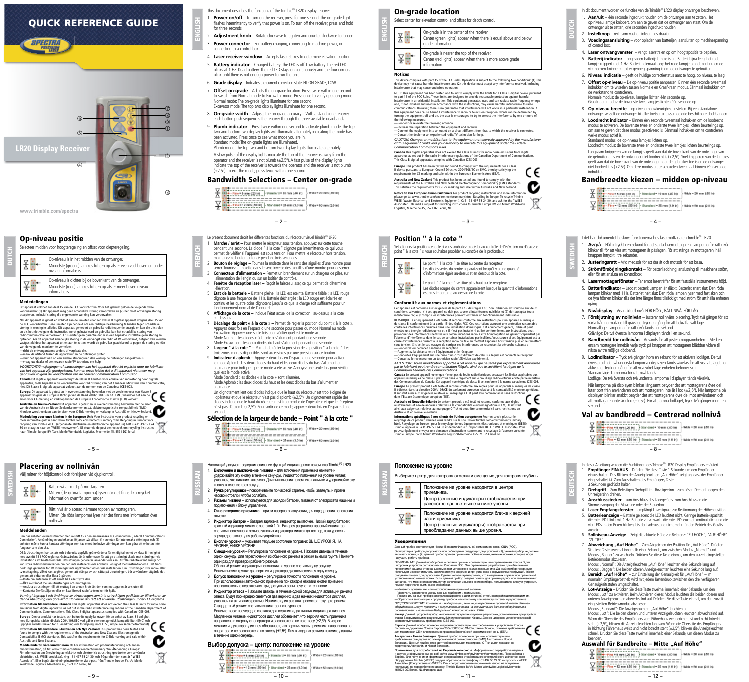# QUICK REFERENCE GUIDE

SPECTRA PRECISION LASER

⑦ ⑧ ⑨ ① ⑥ ⑤ ② ④ ③

LR20 Display Receiver

www.trimble.com/spectra

## ENGLISH

This document describes the functions of the Trimble® LR20 display receiver.

1. **Power on/off** – To turn on the receiver, press for one second. The on-grade light flashes intermittently to verify that power is on. To turn off the receiver, press and hold for three seconds.
2. **Adjustment knob** – Rotate clockwise to tighten and counter-clockwise to loosen.
3. **Power connector** – For battery charging, connecting to machine power, or connecting to a control box.
4. **Laser receiver window** – Accepts laser strikes to determine elevation position.
5. **Battery indicator** – Charged battery: The LED is off. Low battery: The red LED blinks at 1 Hz. Dead battery: The red LED stays on continuously and the four corners blink until there is not enough power to run the unit.
6. **Grade display** – Indicates the current correction state: HI, ON GRADE, LOW.
7. **Offset on-grade** – Adjusts the on-grade location. Press twice within one second to switch from Normal mode to Excavator mode. Press once to verify operating mode. Normal mode: The on-grade lights illuminate for one second. Excavator mode: The top two display lights illuminate for one second.
8. **On-grade width** – Adjusts the on-grade accuracy – With a standalone receiver, each button push sequences the receiver through the three available deadbands.
9. **Plumb indicator** – Press twice within one second to activate plumb mode. The top two and bottom two display lights will illuminate alternately indicating the mode has been activated. Press once to see what mode you are in. Standard mode: The on-grade lights are illuminated. Plumb mode: The top two and bottom two display lights illuminate alternately.

A slow pulse of the display lights indicate the top of the receiver is away from the operator and the receiver is not plumb (±2.5°). A fast pulse of the display lights indicate the top of the receiver is towards the operator and the receiver is not plumb (±2.5°). To exit the mode, press twice within one second.

### Bandwidth Selections – Center on-grade

Fine = 5 mm (.20 in) | Standard = 10 mm (.40 in) | Wide = 20 mm (.80 in)

Fine = 12 mm (.50 in) | Standard = 25 mm (1.0 in) | Wide = 50 mm (2.0 in)

## On-grade location

Select center for elevation control and offset for depth control.

| | |
|---|---|
| | On-grade is in the center of the receiver. Center (green lights) appear when there is equal above and below grade information. |
| | On-grade is nearer the top of the receiver. Center (red lights) appear when there is more above grade information. |

### Notices

This device complies with part 15 of the FCC Rules. Operation is subject to the following two conditions: (1) This device may not cause harmful interference, and (2) this device must accept any interference received, including interference that may cause undesired operation.

NOTE: This equipment has been tested and found to comply with the limits for a Class B digital device, pursuant to part 15 of the FCC Rules. These limits are designed to provide reasonable protection against harmful interference in a residential installation. This equipment generates, uses and can radiate radio frequency energy and, if not installed and used in accordance with the instructions, may cause harmful interference to radio communications. However, there is no guarantee that interference will not occur in a particular installation. If this equipment does cause harmful interference to radio or television reception, which can be determined by turning the equipment off and on, the user is encouraged to try to correct the interference by one or more of the following measures:
—Reorient or relocate the receiving antenna.
—Increase the separation between the equipment and receiver.
—Connect the equipment into an outlet on a circuit different from that to which the receiver is connected.
—Consult the dealer or an experienced radio/TV technician for help.

*CAUTION: Changes or modifications to the equipment not expressly approved by the manufacturer of this equipment could void your authority to operate this equipment under the Federal Communication Commission's rules.*

**Canada** This digital apparatus does not exceed the Class B limits for radio noise emissions from digital apparatus as set out in the radio interference regulations of the Canadian Department of Communications. This Class B digital apparatus complies with Canadian ICES-003.

**Europe** This product has been tested and found to comply with the requirements for a Class B device pursuant to European Council Directive 2004/108/EC on EMC, thereby satisfying the requirements for CE marking and sale within the European Economic Area (EEA).

**Australia and New Zealand** This product has been tested and found to comply with the requirements of the Australian and New Zealand Electromagnetic Compatibility (EMC) standards. This satisfies the requirements for C-Tick marking and sale within Australia and New Zealand.

**Notice to Our European Union Customers** For product recycling instructions and more information please go to: www.trimble.com/environment/summary.html. Recycling in Europe: To recycle Trimble WEEE (Waste Electrical and Electronic Equipment), Call +31 497 53 24 30 and ask for the "WEEE Associate". Or, mail a request for recycling instructions to: Trimble Europe BV, c/o Menlo Worldwide Logistics, Meerheide 45, 5521 DZ Eersel, NL

## DUTCH

In dit document worden de functies van de Trimble® LR20 display ontvanger beschreven.

1. **Aan/uit** – één seconde ingedrukt houden om de ontvanger aan te zetten. Het op-niveau lampje knippert, om aan te geven dat de ontvanger aan staat. Om de ontvanger uit te zetten, drie seconden ingedrukt houden.
2. **Instelknop** – rechtsom vast of linksom los draaien.
3. **Voedingsaansluiting** – voor opladen van batterijen, aansluiten op machinespanning of control box.
4. **Laser ontvangvenster** – vangt laserstralen op om hoogtepositie te bepalen.
5. **Batterij indicator** – opgeladen batterij: lampje is uit. Batterij bijna leeg: het rode lampje knippert met 1 Hz. Batterij helemaal leeg: het rode lampje brandt continu en de vier hoeken knipperen tot er genoeg spanning is om de ontvanger te gebruiken.
6. **Niveau indicatie** – geeft de huidige correctiestatus aan: te hoog, op niveau, te laag.
7. **Offset op-niveau** – De op-niveau positie aanpassen. Binnen één seconde tweemaal indrukken om te wisselen tussen Normale en Graafkraan modus. Éénmaal indrukken om de werkstand te controleren. Normale modus: de op-niveau lampjes lichten één seconde op. Graafkraan modus: de bovenste twee lampjes lichten één seconde op.
8. **Op-niveau breedte** – op-niveau nauwkeurigheid instellen. Bij een standalone ontvanger wisselt de ontvanger bij elke toetsdruk tussen de drie beschikbare dodebanden.
9. **Loodrecht indicator** – Binnen één seconde tweemaal indrukken om de loodrecht modus te activeren. De bovenste twee en onderste twee lampjes lichten beurtelings op, om aan te geven dat deze modus geactiveerd is. Éénmaal indrukken om te controleren welke modus actief is. Standaard modus: de op-niveau lampjes lichten op. Loodrecht modus: de bovenste twee en onderste twee lampjes lichten beurtelings op.

Langzaam knipperen van de lampjes geeft aan dat de bovenkant van de ontvanger van de gebruiker af is en de ontvanger niet loodrecht is (±2,5°). Snel knipperen van de lampjes geeft aan dat de bovenkant van de ontvanger naar de gebruiker toe is en de ontvanger niet loodrecht is (±2,5°). Om deze modus te verlaten tweemaal binnen één seconde indrukken.

### Bandbreedte kiezen – midden op-niveau

Fine = 5 mm (.20 in) | Standard = 10 mm (.40 in) | Wide = 20 mm (.80 in)

Fine = 12 mm (.50 in) | Standard = 25 mm (1.0 in) | Wide = 50 mm (2.0 in)

## Op-niveau positie

Selecteer midden voor hoogteregeling en offset voor dieptegeregeling.

| | |
|---|---|
| | Op-niveau is in het midden van de ontvanger. Middelste (groene) lampjes lichten op als er even veel boven en onder niveau informatie is. |
| | Op-niveau is dichter bij de bovenkant van de ontvanger. Middelste (rode) lampjes lichten op als er meer boven niveau informatie is. |

### Mededelingen

Dit apparaat voldoet aan deel 15 van de FCC voorschriften. Voor het gebruik gelden de volgende twee voorwaarden: (1) Dit apparaat mag geen schadelijke storing veroorzaken en (2) het moet ontvangen storing accepteren, inclusief storing die ongewenste werking kan veroorzaken.

NB: dit apparaat is getest en voldoet aan de limieten voor een klasse B digitaal apparaat volgens deel 15 van de FCC voorschriften. Deze limieten zijn bedoeld om een redelijke bescherming te bieden tegen schadelijke storing in woninginstallaties. Dit apparaat genereert, gebruikt en kan radiofrequente energie uitstralen en als het niet volgens de instructies wordt geïnstalleerd en gebruikt, kan het schadelijke storing van radiocommunicatie veroorzaken. Er is echter geen garantie dat er in een bepaalde installatie geen storing zal optreden. Als dit apparaat schadelijke storing in de ontvangst van radio of TV veroorzaakt, hetgeen kan worden vastgesteld door het apparaat uit en aan te zetten, wordt de gebruiker aangemoedigd te proberen de storing op één van de volgende manieren te verhelpen:
—richt de ontvangstantenne anders of verplaats die.
—maak de afstand tussen de apparatuur en de ontvanger groter.
—sluit het apparaat aan op een andere stroomgroep dan waarop de ontvanger aangesloten is.
—vraag uw dealer of een ervaren radio/TV technicus om hulp.

*VOORZICHTIG: wijzigingen of aanpassingen aan het apparaat die niet expliciet door de fabrikant van het apparaat zijn goedgekeurd, kunnen ertoe leiden dat u dit apparaat niet meer mag gebruiken volgens de voorschriften van de Federal Communication Commission.*

**Canada** Dit digitale apparaat overschrijdt de klasse B limieten voor emissie van radiostoring door digitale apparaten, zoals bepaald in de voorschriften voor radiostoring van het Canadese Ministerie van Communicatie, niet. Dit klasse B digitale apparaat voldoet aan de normen van de Canadese ICES-003.

**Europa** Dit apparaat is getest en in overeenstemming bevonden met de vereisten voor een klasse B apparaat volgens de Europese Richtlijn van de Raad 2004/108/EG inz. EMC, waardoor het aan de vereisten voor CE-markering en verkoop binnen de Europese Economische Ruimte (EER) voldoet.

**Australië en Nieuw-Zeeland** Dit apparaat is getest en in overeenstemming bevonden met de eisen van de Australische en Nieuw-Zeelandse normen m.b.t. elektromagnetische compatibiliteit (EMC). Hiermee wordt voldaan aan de eisen voor C-Tick markering en verkoop in Australië en Nieuw-Zeeland.

**Mededeling voor onze klanten in de Europese Unie** Voor instructies voor product recycling en meer informatie gaat u naar: www.trimble.com/environment/summary.html. Recycling in Europa: voor recycling van Trimble WEEE (afgedankte elektrische en elektronische apparatuur) belt u +31 497 53 24 30 en vraagt u naar de "WEEE medewerker". Of stuur via de post een verzoek om recycling instructies naar: Trimble Europe BV, t.a.v. Menlo Worldwide Logistics, Meerheide 45, 5521 DZ Eersel, NL

## FRENCH

Le présent document décrit les différentes fonctions du récepteur visuel Trimble® LR20.

1. **Marche / arrêt** – Pour mettre le récepteur sous tension, appuyez sur cette touche pendant une seconde. La diode " à la cote " clignote par intermittence, ce qui vous permet de vérifier si l'appareil est sous tension. Pour mettre le récepteur hors tension, maintenez ce bouton enfoncé pendant trois secondes.
2. **Bouton de réglage** – Tournez la molette dans le sens des aiguilles d'une montre pour serrer. Tournez la molette dans le sens inverse des aiguilles d'une montre pour desserrer.
3. **Connecteur d'alimentation** – Permet un branchement sur un chargeur de piles, sur l'alimentation de l'engin ou sur un boîtier de contrôle.
4. **Fenêtre de réception laser** – Reçoit le faisceau laser, ce qui permet de déterminer l'élévation.
5. **Etat de la batterie** – Batterie pleine : la LED est éteinte. Batterie faible : la LED rouge clignote à une fréquence de 1 Hz. Batterie déchargée : la LED rouge est éclairée en continu et les quatre coins clignotent jusqu'à ce que la charge soit suffisante pour un fonctionnement normal de l'appareil.
6. **Affichage de la cote** – Indique l'état actuel de la correction : au-dessus, à la cote, en-dessous.
7. **Décalage du point « à la cote »** – Permet de régler la position du point « à la cote ». Appuyez deux fois en l'espace d'une seconde pour passer du mode Normal au mode Excavation. Appuyez une seule fois pour vérifier quel est le mode actif. Mode Normal : les diodes « à la cote » s'allument pendant une seconde. Mode Excavation : les deux diodes du haut s'allument pendant une seconde.
8. **Largeur " à la cote "** – Permet de régler la précision de la position " à la cote ". Les trois zones mortes disponibles sont accessibles par une pression sur ce bouton.
9. **Indicateur d'aplomb** – Appuyez deux fois en l'espace d'une seconde pour activer le mode Aplomb. Les deux diodes du haut et les deux diodes du bas s'allument en alternance pour indiquer que ce mode a été activé. Appuyez une seule fois pour vérifier quel est le mode activé. Mode Standard : les diodes « à la cote » sont allumées. Mode Aplomb : les deux diodes du haut et les deux diodes du bas s'allument en alternance.

Un clignotement lent des diodes indique que le haut du récepteur est trop éloigné de l'opérateur et que le récepteur n'est pas d'aplomb (±2,5°). Un clignotement rapide des diodes indique que le haut du récepteur est trop proche de l'opérateur et que le récepteur n'est pas d'aplomb (±2,5°). Pour sortir de ce mode, appuyez deux fois en l'espace d'une seconde.

### Sélection de la largeur de bande – Point " à la cote "

Fine = 5 mm (.20 in) | Standard = 10 mm (.40 in) | Wide = 20 mm (.80 in)

Fine = 12 mm (.50 in) | Standard = 25 mm (1.0 in) | Wide = 50 mm (2.0 in)

## Position " à la cote "

Sélectionnez la position centrale si vous souhaitez procéder au contrôle de l'élévation ou décalez le point " à la cote " si vous souhaitez procéder au contrôle de la profondeur.

| | |
|---|---|
| | Le point " à la cote " se situe au centre du récepteur. Les diodes vertes du centre apparaissent lorsqu'il y a une quantité d'informations égale au-dessus et en dessous de la cote. |
| | Le point " à la cote " se situe plus haut sur le récepteur. Les diodes rouges du centre apparaissent lorsque la quantité d'informations est plus importante au-dessus de la cote. |

### Conformité aux normes et réglementations

Cet appareil est conforme aux exigences de la partie 15 des règles FCC. Son utilisation est soumise aux deux conditions suivantes : (1) cet appareil ne doit pas causer d'interférences nuisibles et (2) doit accepter toute interférence reçue, y compris les interférences pouvant entraîner un fonctionnement indésirable.

REMARQUE : Cet équipement a été testé et reconnu conforme aux restrictions pour un appareil numérique de classe B, conformément à la partie 15 des règles FCC. Ces restrictions assurent une protection raisonnable contre les interférences dans une installation domestique. Cet équipement génère, utilise et peut émettre une énergie radiofréquence et, s'il n'est pas installé ni utilisé conformément aux instructions, peut provoquer des interférences néfastes aux communications radio. Cette homologation ne saurait cependant pas l'absence d'interférence dans le cas de certaines installations particulières. Vous saurez s'il cet équipement est la cause d'interférences nuisant à la réception radio ou télé en mettant l'appareil hors tension puis en le remettant sous tension. Si c'est le cas, essayez de corriger ces interférences en respectant la démarche suivante :
—Réorientez ou déplacez l'antenne de réception.
—Augmentez la distance entre l'équipement et le récepteur.
—Connectez l'équipement sur une prise d'un circuit différent de celui sur lequel est connecté le récepteur.
—Consultez le revendeur ou un technicien radio/télévision expérimenté.

*ATTENTION : toute modification apportée à cet appareil qui ne serait pas expressément approuvée par le fabricant peut rendre son utilisation illégale, ainsi que le spécifient les règles de la Commission Fédérale des Communications.*

**Canada** Le présent appareil numérique n'émet pas de bruits radioélectriques dépassant les limites applicables aux appareils numériques de classe B prescrites dans le règlement sur le brouillage radioélectrique édicté par le ministère des Communications du Canada. Cet appareil numérique de classe B est conforme à la norme canadienne ICES-003.

**Europe** Le présent produit a été testé et reconnu conforme aux règles pour les appareils numériques de classe B édictées dans la directive 2004/108/CE du parlement européen relative à la compatibilité électromagnétique (CEM). Il satisfait ainsi aux exigences relatives au marquage CE et peut être commercialisé sans restrictions dans l'Espace économique européen (EEE).

**Australie et Nouvelle-Zélande** Le présent produit a été testé et reconnu conforme aux règles australiennes et néo-zélandaises relatives à la compatibilité électromagnétique (CEM). Il satisfait ainsi aux exigences relatives au marquage C-Tick et peut être commercialisé sans restrictions en Australie et en Nouvelle-Zélande.

**Informations spécifiques à nos clients de l'Union européenne** Pour en savoir plus sur le recyclage de ce produit, veuillez vous rendre sur le site : www.trimble.com/environment/summary.html. Recyclage en Europe : pour le recyclage de vos équipements électroniques et électriques (DEEE) Trimble, appelez au +31 497 53 24 30 et demandez le " responsable DEEE " (WEEE associate). Vous pouvez également envoyer une demande d'instructions concernant le recyclage à l'adresse suivante : Trimble Europe BV c/o Menlo Worldwide Logistics Meerheide 45 5521 DZ Eersel, NL

## SWEDISH

I det här dokumentet beskrivs funktionerna hos lasermottagaren Trimble® LR20.

1. **Av/på** – Håll intryckt i en sekund för att starta lasermottagaren. Lamporna för rätt nivå blinkar till för att visa att mottagaren är påslagen. För att stänga av mottagaren, håll knappen intryckt i tre sekunder.
2. **Justeringsratt** – Vrid medsols för att dra åt och motsols för att lossa.
3. **Strömförsörjningskontakt** – För batteriladdning, anslutning till maskinens ström, eller för att ansluta en kontrollbox.
4. **Lasermottagarfönster** – Tar emot laserträffar för att fastställa instrumentets höjd.
5. **Batteriindikator** – Laddat batteri: Lampan är släckt. Batteriet snart slut: Den röda lampan blinkar med 1 Hz. Batteriet helt slut: Den röda lampan lyser med fast sken och de fyra hörnen blinkar tills det inte längre finns tillräckligt med ström för att hålla enheten igång.
6. **Nivådisplay** – Visar aktuell nivå: FÖR HÖGT, RÄTT NIVÅ, FÖR LÅGT.
7. **Förskjutning av nollnivån** – Justerar nollnivåns placering. Tryck två gånger för att växla från normalläge till grävläge. Tryck en gång för att bekräfta valt läge. Normalläge: Lamporna för rätt nivå tänds i en sekund. Grävläge: De två översta lamporna i displayen tänds i en sekund.
8. **Bandbredd för nollnivån** – Används för att justera noggrannheten – Med en ensam mottagare innebär varje tryck på knappen att mottagaren bläddrar vidare till nästa av tre möjliga dödband.
9. **Lodindikator** – Tryck två gånger inom en sekund för att aktivera lodläget. De två översta och de två understa lamporna i displayen tänds växelvis för att visa att läget har aktiverats. Tryck en gång för att visa vilket läge enheten befinner sig i. Standardläge: Lamporna för rätt nivå tänds. Lodläge: De två översta och två understa lamporna i displayen tänds växelvis.

När lamporna på displayen blinkar långsamt betyder det att mottagarens övre del lutar bort från användaren och att mottagaren inte är i lod (±2,5°). När lamporna på displayen blinkar snabbt betyder det att mottagarens övre del mot användaren och att mottagaren inte är i lod (±2,5°). För att lämna lodläget, tryck två gånger inom en sekund.

### Val av bandbredd – Centrerad nollnivå

Fine = 5 mm (.20 in) | Standard = 10 mm (.40 in) | Wide = 20 mm (.80 in)

Fine = 12 mm (.50 in) | Standard = 25 mm (1.0 in) | Wide = 50 mm (2.0 in)

## Placering av nollnivån

Välj mitten för höjdkontroll och förskjuten vid djupkontroll.

| | |
|---|---|
| | Rätt nivå är mitt på mottagaren. Mitten (de gröna lamporna) lyser när det finns lika mycket information ovanför som under. |
| | Rätt nivå är placerad närmare toppen av mottagaren. Mitten (de röda lamporna) lyser när det finns mer information över nollnivån. |

### Meddelanden

Den här enheten överensstämmer med avsnitt 15 i den amerikanska FCC-standarden (Federal Communications Commission). Användningen underkastas följande två villkor: (1) enheten får inte orsaka störningar och (2) enheten måste kunna hantera störningar som tas emot, inklusive störningar som kan göra att enheten inte fungerar som den ska.

OBS: Utrustningen har testats och befunnits uppfylla gränsvärdena för en digital enhet av klass B i enlighet med avsnitt 15 i FCC-reglerna. Gränsvärdena är är utformade för att ge ett rimligt skydd mot störningar vid installation i ett bostadsområde. Utrustningen genererar, använder och kan utstråla radiofrekvent energi och kan störa radiokommunikation om den inte installeras och används i enlighet med instruktionerna. Det finns dock inga garantier för att störningar inte uppkommer vid en viss installation. Om utrustningen stör radio- eller tv-mottagning, vilket kan avgöras genom att stänga av och sätta på utrustningen, bör användaren försöka åtgärda det genom att vidta en eller flera åtgärder:
—Rikta om antennen ätt att byta ut den.
—Öka avståndet mellan utrustningen och mottagaren.
—Anslut utrustningen till ett uttag i en annan krets än den som mottagaren är ansluten till.
—Kontakta återförsäljaren eller en kvalificerad radio/tv-tekniker för hjälp.

*Varning! Ingrepp i och ändringar av utrustningen som inte uttryckligen godkänts av tillverkaren av denna utrustning kan göra att du förverkar din rätt att använda utrustningen under FCC-reglerna.*

**Information till användare i Kanada** This digital apparatus does not exceed the Class B limits for radio noise emissions from digital apparatus as set out in the radio interference regulations of the Canadian Department of Communications. This Class B digital apparatus complies with Canadian ICES-003.

**Europa** Denna produkt har testats och befunnits uppfylla kraven för en enhet av klass B i enlighet med Europeiska rådets direktiv 2004/108/EG vad gäller elektromagnetisk kompatibilitet (EMC) och uppfyller således kraven för CE-märkning och försäljning inom EES (Europeiska samarbetsområdet).

**Information till användare i Australien och Nya Zeeland** This product has been tested and found to comply with the requirements of the Australian and New Zealand Electromagnetic Compatibility (EMC) standards. This satisfies the requirements for C-Tick marking and sale within Australia and New Zealand.

**Meddelande till våra kunder inom EU** För information om produktåtervinning och annan miljöinformation, gå till: www.trimble.com/environment/summary.html Återvinning i Europa: För information om återvinning av elektrisk och elektronisk utrustning (produkter som använder elektricitet, s.k. WEEE-produkter), ring +31 497 53 24 30, och fråga efter den som är "WEEE Associate". Eller begär återvinningsinstruktioner via e-post från: Trimble Europe BV, c/o Menlo Worldwide Logistics, Meerheide 45, 5521 DZ Eersel, NL

## RUSSIAN

Настоящий документ содержит описание функций индикаторного приемника Trimble® LR20.

1. **Включение и выключение питания** – для включения приемника нажмите и удерживайте эту кнопку в течение секунды. Индикатор положения на уровне мигает, указывая, что питание включено. Для выключения приемника нажмите и удерживайте эту кнопку в течение трех секунд.
2. **Ручка регулировки** – поворачивайте по часовой стрелке, чтобы затянуть, и против часовой стрелки, чтобы ослабить.
3. **Разъем питания** – используется для зарядки батареи, питания от электросети машины и подключения к блоку управления.
4. **Окно лазерного приемника** – прием лазерного излучения для определения положения отметки.
5. **Индикатор батареи** – батарея заряжена: индикатор выключен. Низкий заряд батареи: красный индикатор мигает с частотой 1 Гц. Батарея разряжена: красный индикатор светится постоянно, а четыре угловых индикатора мигают до тех пор, пока уровень заряда достаточен для работы устройства.
6. **Дисплей уровня** – указывает текущее состояние поправки: ВЫШЕ УРОВНЯ, НА УРОВНЕ, НИЖЕ УРОВНЯ.
7. **Смещение уровня** – Регулировка положения на уровне. Нажмите дважды в течение одной секунды для переключения из обычного режима в режим выемки грунта. Нажмите один раз для проверки рабочего режима. Обычный режим: индикаторы положения на уровне светятся одну секунду. Режим выемки грунта: два верхних индикатора дисплея светятся одну секунду.
8. **Допуск положения на уровне** – регулировка точности положения на уровне. При использовании автономного приемника при каждом нажатии кнопки приемник последовательно переключает три доступных зоны нечувствительности.
9. **Индикатор отвеса** – Нажмите дважды в течение одной секунды для активации режима отвеса. Будут поочередно светиться два верхних и два нижних индикатора дисплея, указывая на активацию режима. Нажмите один раз для просмотра текущего режима. Стандартный режим: светятся индикаторы на уровне. Режим отвеса: поочередно светятся два верхних и два нижних индикатора дисплея.

Медленное мигание индикаторов дисплея обозначает, что верхняя часть приемника направлена в сторону от оператора и расположена не по отвесу (±2,5°). Быстрое мигание индикаторов дисплея обозначает, что верхняя часть приемника направлена на оператора и не расположена по отвесу (±2,5°). Для выхода из режима нажмите дважды в течение одной секунды.

### Выбор допуска – центр: положение на уровне

Fine = 5 mm (.20 in) | Standard = 10 mm (.40 in) | Wide = 20 mm (.80 in)

Fine = 12 mm (.50 in) | Standard = 25 mm (1.0 in) | Wide = 50 mm (2.0 in)

## Положение на уровне

Выберите центр для контроля отметки и смещение для контроля глубины.

| | |
|---|---|
| | Положение на уровне находится в центре приемника. Центр (зеленые индикаторы) отображается при равенстве данных выше и ниже уровня. |
| | Положение на уровне находится ближе к верхней части приемника. Центр (красные индикаторы) отображается при преобладании данных выше уровня. |

### Уведомления

Данный прибор соответствует Части 15 правил Федеральной комиссии по связи США (FCC). Эксплуатация прибора допускается при соблюдении следующих двух условий: (1) данный прибор не должен вызывать помех, и (2) данный прибор должен принимать любые помехи, включая помехи, которые могут нарушить работу прибора.

ПРИМЕЧАНИЕ. Данный прибор был испытан и признан соответствующим ограничениям Класса B для цифровых устройств согласно части 15 правил FCC. Эти ограничения разработаны для обеспечения приемлемой защиты от вредных помех при установке в жилых помещениях. Данный прибор генерирует, использует и может излучать радиочастотную энергию, и при установке с нарушением инструкций, может создавать помехи для радиосвязи. Однако нельзя гарантировать, что в отдельных случаях при правильной установке не возникнет помех. Если данный прибор создает помехи для приема радио- или телевизионных сигналов, что можно определить путем включения и выключения прибора, пользователю следует устранить помехи перечисленными ниже способами:
—Изменить ориентацию или местоположение приемной антенны.
—Увеличить расстояние между данным прибором и приемником.
—Подключить данный прибор к электрической розетке в цепи, отличной от той, к которой подключен приемник.
—Обратиться за помощью к продавцу прибора или опытному специалисту по теле- и радиотехнике.

*ПРЕДОСТЕРЕЖЕНИЕ. Изменения и модификации, явно не утвержденные производителем данного оборудования, могут привести к аннулированию права на эксплуатацию данного оборудования в соответствии с правилами Федеральной комиссии по связи США.*

**Канада.** Данный цифровой прибор не превышает пределов излучения радиопомех, установленных для устройств класса B нормативами по радиопомехам Министерства связи Канады. Данное цифровое устройство класса B соответствует канадскому требованию ICES-003.

**Европа.** Данный прибор проверен и признан соответствующим требованиям к устройствам Класса B согласно Директиве Совета Европы 2004/108/EC по ЭМС и, таким образом, отвечает требованиям для маркировки CE и для продажи в пределах Европейской экономической зоны (EEA).

**Австралия и Новая Зеландия.** Данный прибор проверен и признан соответствующим требованиям стандартов по электромагнитной совместимости (ЭМС) Австралии и Новой Зеландии. Данный прибор отвечает требованиям для маркировки C-Tick и для продажи на территории Австралии и Новой Зеландии.

**Примечание для потребителей из Европейского союза.** Информацию о переработке изделия и другую информацию см. на веб-сайте www.trimble.com/environment/summary.html. Переработка в Европе. Для получения информации о переработке отработавшего электрического и электронного оборудования Trimble (WEEE) следует обратиться по телефону +31 497 53 24 30 и спросить «WEEE Associate» (Консультанта по WEEE). Или отправьте письменный запрос на получение инструкций по переработке по адресу: Trimble Europe BV c/o Menlo Worldwide Logistics Meerheide 45 5521 DZ Eersel, NL (Нидерланды)

## DEUTSCH

In dieser Anleitung werden die Funktionen des Trimble® LR20 Display Empfängers erläutert.

1. **Empfänger EIN/AUS** – Drücken Sie diese Taste 1 Sekunde, um den Empfänger einzuschalten. Das Blinken der Anzeigeleuchten „Auf Höhe" zeigt an, dass der Empfänger eingeschaltet ist. Zum Ausschalten des Empfängers, Taste 3 Sekunden gedrückt halten.
2. **Drehgriff** – Zum Befestigen Drehgriff im Uhrzeigersinn - zum Lösen Drehgriff gegen den Uhrzeigersinn drehen.
3. **Anschlussstecker** – zum Anschluss des Ladegerätes, zum Anschluss an die Stromversorgung der Maschine oder der Steuerbox
4. **Laser Empfangsfenster** – empfängt Lasersignale zur Bestimmung der Höhenposition
5. **Batterieanzeige** – Batterie geladen: die LED leuchtet nicht. Geringe Batteriekapazität: die rote LED blinkt mit 1 Hz. Batterie zu schwach: die rote LED leuchtet kontinuierlich und die vier LEDs in den Ecken blinken, bis der Ladezustand nicht mehr für den Betrieb des Geräts ausreicht.
6. **Sollniveau-Anzeige** – Zeigt die aktuelle Höhe zur Referenz: "ZU HOCH", "AUF HÖHE", "ZU TIEF"
7. **Abweichung „Auf Höhe"** – Zum Abgleichen der Position für „Auf Höhe". Drücken Sie diese Taste zweimal innerhalb einer Sekunde, um zwischen Modus „Normal" und Modus „Bagger" zu wechseln. Drücken Sie diese Taste einmal, um den zurzeit eingestellten Betriebsmodus abzulesen. Modus „Normal": Die Anzeigeleuchten „Auf Höhe" leuchten eine Sekunde lang auf. Modus „Bagger": Die beiden oberen Anzeigeleuchten leuchten eine Sekunde lang auf.
8. **Bereich „Auf Höhe"** – zur Einstellung der Genauigkeit für „Auf Höhe" – im normalen Empfängerbetrieb wird mit jedem Tastendruck zwischen den drei verfügbaren Genauigkeitsstufen umgeschaltet.
9. **Lot-Anzeige** – Drücken Sie diese Taste zweimal innerhalb einer Sekunde, um den Modus „Lot" zu aktivieren. Beim Aktivieren dieses Modus leuchten die beiden oberen und unteren Anzeigeleuchten abwechselnd auf. Drücken Sie diese Taste einmal, um den zurzeit eingestellten Betriebsmodus abzulesen. Modus „Standard": Die Anzeigeleuchten „Auf Höhe" leuchten auf. Modus „Lot": Die beiden oberen und unteren Anzeigeleuchten leuchten abwechselnd auf.

Wenn die Oberseite des Empfängers vom Fahrerhaus weggerichtet ist und nicht lotrecht steht (±2,5°), blinken die Anzeigeleuchten langsam. Wenn die Oberseite des Empfängers in Richtung Führerhaus weist und nicht lotrecht steht (±2,5°), blinken die Anzeigeleuchten schnell. Drücken Sie diese Taste zweimal innerhalb einer Sekunde, um diesen Modus zu beenden.

### Auswahl für Bandbreite – Mitte „Auf Höhe"

Fine = 5 mm (.20 in) | Standard = 10 mm (.40 in) | Wide = 20 mm (.80 in)

Fine = 12 mm (.50 in) | Standard = 25 mm (1.0 in) | Wide = 50 mm (2.0 in)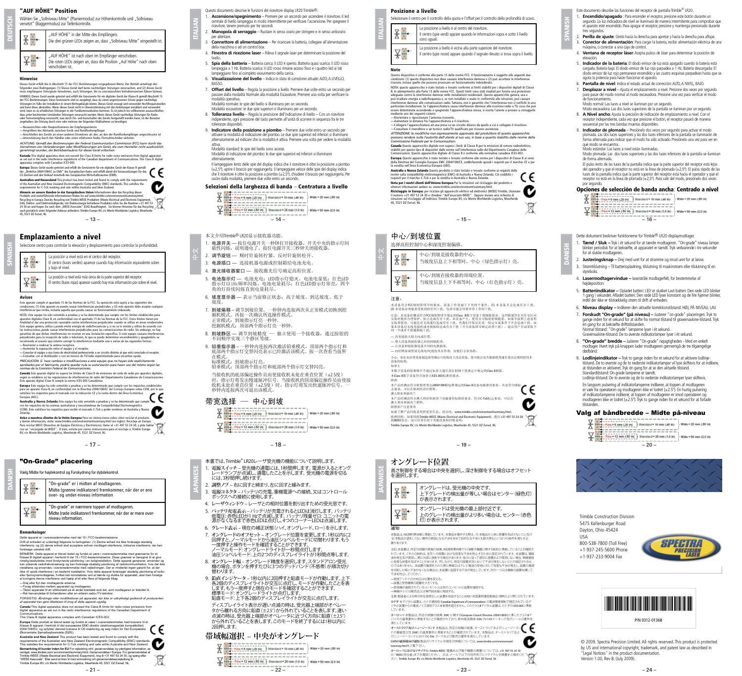## "AUF HÖHE" Position

Wählen Sie „Sollniveau Mitte" (Planiermodus) zur Höhenkontrolle und „Sollniveau versetzt" (Baggermodus) zur Tiefenkontrolle.

| | |
|---|---|
| | „AUF HÖHE" in der Mitte des Empfängers. Die drei grünen LEDs zeigen an, dass „Sollniveau Mitte" eingestellt ist. |
| | „AUF HÖHE" ist nach oben im Empfänger verschoben. Die roten LEDs zeigen an, dass die Position „Auf Höhe" nach oben verschoben ist. |

### Hinweise

Dieses Gerät erfüllt die in Abschnitt 15 der FCC-Bestimmungen vorgegebenen Werte. Der Betrieb unterliegt den folgenden zwei Bedingungen: (1) Dieses Gerät darf keine nachteiligen Störungen verursachen, und (2) dieses Gerät muss empfangene Störsignale hinnehmen, auch Störungen, die zu unerwünschten Verhaltensweisen führen können.

HINWEIS: Dieses Gerät wurde getestet und erfüllt die Grenzwerte für ein digitales Gerät der Klasse B gemäß Abschnitt 15 der FCC-Bestimmungen. Diese Grenzwerte sind so ausgelegt, dass sie einen angemessenen Schutz gegen nachteilige Störungen im Falle der Installation in einem Wohngebäude bieten. Dieses Gerät erzeugt und verwendet Hochfrequenzwellen und kann diese abstrahlen. Wenn dieses Gerät nicht in Übereinstimmung mit den Anleitungen installiert und verwendet wird, kann es zu erheblichen Störungen in der Funkkommunikation kommen. Es ist jedoch nie vollkommen auszuschließen, dass unter bestimmten Installationen Störungen verursacht werden. Wenn dieses Gerät nachteilige Störungen im Radio- oder Fernsehempfang verursacht, was durch Ein- und Ausschalten des Geräts festgestellt werden kann, ist der Benutzer angehalten, die Störung durch eine oder mehrere der folgenden Maßnahmen zu beseitigen:

—Neuausrichten oder Neupositionieren der Empfangsantenne
—Vergrößern des Abstands zwischen Gerät und Rundfunkempfänger
—Anschließen des Geräts an einen anderen Stromkreis als den, an den der Rundfunkempfänger angeschlossen ist
—Unterstützung durch den Händler oder einen erfahrenen Radio-/Fernsehtechniker einholen

*ACHTUNG: Gemäß den Bestimmungen der Federal Communication Commission (FCC) kann durch das Vornehmen von Veränderungen oder Modifizierungen am Gerät, die vom Hersteller nicht ausdrücklich genehmigt wurden, die Betriebserlaubnis für dieses Gerät erlöschen.*

**Kanada** This digital apparatus does not exceed the Class B limits for radio noise emissions from digital apparatus as set out in the radio interference regulations of the Canadian Department of Communications. This Class B digital apparatus complies with Canadian ICES-003.

**Europa** Dieses Gerät wurde getestet und erfüllt die Grenzwerte für ein digitales Gerät der Klasse B gemäß der „Richtlinie 2004/108/EC zu EMV" des Europäischen Rates und erfüllt damit die Voraussetzungen für das CE-Zeichen und den Verkauf innerhalb des Europäischen Wirtschaftsraumes (EWR).

**Australien und Neuseeland** This product has been tested and found to comply with the requirements of the Australian and New Zealand Electromagnetic Compatibility (EMC) standards. This satisfies the requirements for C-Tick marking and sale within Australia and New Zealand.

**Hinweis an unsere Kunden in der Europäischen Union** Informationen über das Recycling dieses Produkts und weiterführende Informationen finden Sie auf www.trimble.com/environment/summary.html.
Recycling in Europa: Zwecks Recycling von Trimble WEEE-Produkten (Waste Electrical and Electronic Equipment, EAG, Elektro- und Elektronikaltgeräte, mit Elektroenergie betriebene Produkte) rufen Sie die Nummer +31 497 53 24 30 an und fragen Sie nach dem „WEEE Associate" (EAG-Beauftragter). Sie können Ihre Anfrage für Recyclinganweisungen auch postalisch unter folgender Adresse anfordern: Trimble Europe BV, c/o Menlo Worldwide Logistics, Meerheide 45, 5521 DZ Eersel, NL.

---

Questo documento descrive le funzioni del ricevitore display LR20 Trimble®.

1. **Accensione/spegnimento** – Premere per un secondo per accendere il ricevitore. Il led centrale di livello lampeggia in modo intermittente per verificare l'accensione. Per spegnere il ricevitore, tenere premuto per tre secondi.
2. **Manopola di serraggio** – Ruotare in senso orario per stringere e in senso antiorario per allentare.
3. **Connettore di alimentazione** – Per ricaricare la batteria, collegare all'alimentazione della macchina o ad un control box.
4. **Finestra di ricezione laser** – Rileva il segnale laser per determinare la posizione del livello.
5. **Spia della batteria** – Batteria carica: Il LED è spento. Batteria quasi scarica: il LED rosso lampeggia a 1 Hz. Batteria scarica: il LED rosso rimane acceso fisso e i quattro led ai lati lampeggiano fino al completo esaurimento della carica.
6. **Visualizzazione del livello** – Indica lo stato di correzione attuale: ALTO, A LIVELLO, BASSO.
7. **Offset del livello** – Regola la posizione a livello. Premere due volte entro un secondo per passare dalla modalità Normale alla modalità Escavatore. Premere una volta per verificare la modalità operativa.
   Modalità normale: le spie del livello si illuminano per un secondo.
   Modalità escavatore: le due spie superiori si illuminano per un secondo.
8. **Tolleranza livello** – Regola la precisione dell'indicazione di livello – Con un ricevitore indipendente, ogni pressione del tasto permette all'unità di scorrere in sequenza fra le tre tolleranze disponibili.
9. **Indicatore della posizione a piombo** – Premere due volte entro un secondo per attivare la modalità di indicazione del piombo. Le due spie superiori ed inferiori si illuminano alternatamente ad indicare che la modalità è attiva. Premere una volta per vedere la modalità attiva.
   Modalità standard: le spie del livello sono accese.
   Modalità di indicazione del piombo: le due spie superiori ed inferiori si illuminano alternatamente.
   Il lampeggiare lento delle spie del display indica che il ricevitore è oltre la posizione a piombo (±2,5°), aprire il braccio per raggiungerla. Il lampeggiare veloce delle spie del display indica che il ricevitore è oltre la posizione a piombo (±2,5°), chiudere il braccio per raggiungerla. Per uscire dalla modalità, premere due volte entro un secondo.

### Selezioni della larghezza di banda – Centratura a livello

Fine = 5 mm (.20 in) | Standard = 10 mm (.40 in) | Wide = 20 mm (.80 in)
Fine = 12 mm (.50 in) | Standard = 25 mm (1.0 in) | Wide = 50 mm (2.0 in)

---

## Posizione a livello

Selezionare il centro per il controllo della quota e l'offset per il controllo della profondità di scavo.

| | |
|---|---|
| | La posizione a livello è al centro del ricevitore. Il centro (spie verdi) appare quando le informazioni sopra e sotto il livello sono uguali. |
| | La posizione a livello è vicina alla parte superiore del ricevitore. Il centro (spie rosse) appare quando il segnale rilevato si trova sopra il livello. |

### Note

Questo dispositivo è conforme alla parte 15 delle norme FCC. Il funzionamento è soggetto alle seguenti due condizioni: (1) questo dispositivo non deve causare interferenze dannose e (2) può accettare le interferenze ricevute, incluse quelle che possono provocare un funzionamento indesiderato.

NOTA: questo apparecchio è stato testato e trovato conforme ai limiti stabiliti per i dispositivi digitali di Classe B, in adempimento alla Parte 15 delle norme FCC. Questi limiti sono stati studiati per fornire una protezione adeguata contro le interferenze dannose nelle installazioni residenziali. Questo apparecchio genera, usa e può irradiare energia a radiofrequenza e, se non installato e usato in conformità alle istruzioni, può causare interferenze dannose alle comunicazioni radio. Tuttavia, non è garantito che l'interferenza non si verifichi in una particolare installazione. Se l'apparecchiatura causa interferenze dannose alla ricezione radio o TV, cosa che può essere determinata accendendo e spegnendo l'apparecchiatura stessa, si esorta l'utente a provare a correggere mediante uno dei seguenti sistemi:

—Riorientare o riposizionare l'antenna ricevente.
—Aumentare la distanza fra l'apparecchiatura e il ricevitore.
—Collegare l'apparecchiatura ad una presa su un circuito diverso da quello a cui è collegato il ricevitore.
—Consultare il rivenditore o un tecnico radio/TV qualificato per ricevere assistenza.

*ATTENZIONE: le modifiche non espressamente approvate dal produttore di questo apparecchio possono rendere nulla l'autorità dell'utente al suo uso, in base a quanto stabilito dalle norme della Commissione Federale per le Comunicazioni.*

**Canada** Questo apparecchio digitale non supera i limiti di Classe B per le emissioni di rumore radioelettrico, stabiliti per questi tipo di dispositivi dalle norme sull'interferenza radio del Dipartimento Canadese delle Comunicazioni. Questo apparecchio digitale di Classe B è conforme alla normativa canadese ICES-003.

**Europa** Questo apparecchio è stato testato e trovato conforme alle norme per i dispositivi di Classe B ai sensi della Direttiva del Consiglio Europeo EMC 2004/108/CE, soddisfacendo quindi i requisiti per il marchio CE e per la vendita nell'Area Economica Europea (AEE).

**Australia e Nuova Zelanda** Questo prodotto è stato testato e trovato conforme ai requisiti delle norme sulla compatibilità elettromagnetica (EMC) di Australia e Nuova Zelanda. Ciò soddisfa i requisiti per il marchio C-Tick e per la vendita in Australia e Nuova Zelanda.

**Nota per i nostri clienti dell'Unione Europea** Per le istruzioni sul riciclaggio del prodotto e ulteriori informazioni andare su: www.trimble.com/environment/summary.html.

**Riciclaggio in Europa:** per riciclare gli apparecchi elettrici ed elettronici (WEEE) Trimble, chiamare il numero +31 497 53 24 30 e chiedere "dell'associato WEEE". Oppure inviare una richiesta di istruzioni sul riciclaggio a: Trimble Europe BV, c/o Menlo Worldwide Logistics, Meerheide 45, 5521 DZ Eersel, NL

---

Este documento describe las funciones del receptor de pantalla Trimble® LR20.

1. **Encendido/apagado**: Para encender el receptor, presione este botón durante un segundo. La luz indicadora de nivel se iluminará de manera intermitente para comprobar que el aparato esté encendido. Para apagar el receptor, presione y mantenga presionado durante tres segundos.
2. **Perilla de ajuste**: Gírela hacia la derecha para apretar y hacia la derecha para aflojar.
3. **Conector de alimentación**: Para cargar la batería, recibir alimentación eléctrica de una máquina, o conectar a una caja de control.
4. **Ventana de receptor láser**: Acepta pulsos de láser para determinar la posición de elevación.
5. **Indicador de la batería**: El diodo emisor de luz está apagado cuando la batería está cargada. Batería baja: El diodo emisor de luz rojo parpadea a 1 Hz. Batería descargada: El diodo emisor de luz rojo permanece encendido y las cuatro esquinas parpadean hasta que se agota la potencia para hacer funcionar el aparato.
6. **Pantalla de nivel**: Indica el estado actual de corrección: ALTO, A NIVEL, BAJO.
7. **Desplazar a nivel** – Ajusta el emplazamiento a nivel. Presione dos veces por segundo para pasar del modo normal al modo excavadora. Presione una vez para verificar el modo de funcionamiento.
   Modo normal: Las luces a nivel se iluminan por un segundo.
   Modo excavadora: Las dos luces superiores de la pantalla se iluminan por un segundo.
8. **A Nivel ancho**: Ajusta la precisión de indicación de emplazamiento a nivel. Con el receptor independiente, cada vez que presione el botón, el receptor pasará de manera secuencial por las tres bandas muertas disponibles.
9. **Indicador de plomada** – Presiónelo dos veces por segundo para activar el modo plomada. Las dos luces superiores y las dos luces inferiores de la pantalla se iluminarán de forma alternada para indicar que el modo ha sido activado. Presiónelo una vez para ver en qué modo se encuentra.
   Modo estándar: Las luces a nivel están iluminadas.
   Modo plomada: Las dos luces superiores y las dos luces inferiores de la pantalla se iluminan de forma alternada.
   El pulso lento de las luces de la pantalla indica que la parte superior del receptor está lejos del operador y que el receptor no está en la línea de plomada (±2,5°). El pulso rápido de las luces de la pantalla indica que la parte superior del receptor está hacia el operador y que el receptor no está en la línea de plomada (±2,5°). Para salir del modo, presiónelo dos veces por segundo.

### Opciones de selección de banda ancha: Centrado a nivel

Fine = 5 mm (.20 in) | Standard = 10 mm (.40 in) | Wide = 20 mm (.80 in)
Fine = 12 mm (.50 in) | Standard = 25 mm (1.0 in) | Wide = 50 mm (2.0 in)

---

## Emplazamiento a nivel

Seleccione centro para controlar la elevación y desplazamiento para controlar la profundidad.

| | |
|---|---|
| | La posición a nivel está en el centro del receptor. El centro (luces verdes) aparece cuando hay información equivalente sobre y bajo el nivel. |
| | La posición a nivel está más cerca de la parte superior del receptor. El centro (luces rojas) aparece cuando hay más información por sobre el nivel. |

### Avisos

Este aparato cumple el apartado 15 de las Normas de la FCC. Su operación está sujeta a las siguientes dos condiciones: (1) Este aparato no puede causar interferencias perjudiciales, y (2) este aparato debe aceptar cualquier interferencia que reciba, incluida aquella que pueda causar un funcionamiento indeseado.

NOTA: Este equipo ha sido sometido a pruebas y se ha determinado que cumple con los límites establecidos para aparatos digitales Clase B, en conformidad con el apartado 15 de las Normas de la FCC. Estos límites tienen por finalidad el dar una protección razonable contra interferencias perjudiciales en las instalaciones residenciales. Este equipo genera, utiliza y puede emitir energía de radiofrecuencias y, si no se lo instala y utiliza de acuerdo con las instrucciones, puede causar interferencias perjudiciales para las comunicaciones radiales. Sin embargo, no hay garantías de que dichas interferencias no ocurran en una instalación específica. Si este equipo causa interferencias perjudiciales para la recepción de radio o televisión, lo que se puede determinar encendiendo y apagando el equipo, se recomienda al usuario que intente corregir la interferencia mediante una o varias de las siguientes formas:

—Reorientar o reubicar la antena receptora.
—Aumentar la separación entre el equipo y el receptor.
—Conectar el equipo a una toma de electricidad preferentemente a un circuito distinto al que está conectado el receptor.
—Consultar con el distribuidor o con un técnico de TV/radio experimentado para encontrar ayuda.

*PRECAUCIÓN: Si hace cambios o modificaciones a este equipo que no hayan sido explícitamente aprobados por el fabricante, podría quedar nula su autorización para hacer uso del mismo según las normas de la Comisión Federal de Comunicaciones.*

**Canadá** Este aparato digital no supera los límites de Clase B de emisiones de ruido de radio por aparatos digitales, según se establece en las regulaciones de interferencias de radio del Departamento Canadiense de Comunicaciones. Este aparato digital Clase B cumple la norma ICES-003 Canadiense.

**Europa** Este equipo ha sido sometido a pruebas y se ha determinado que cumple con los requisitos establecidos para un aparato Clase B, en conformidad con la Directiva 2004/108/EC del Consejo Europeo sobre CEM, por lo que satisface los requisitos para el marcado CE y la venta dentro del Área Económica Europea (AEE).

**Australia y Nueva Zelanda** Este equipo ha sido sometido a pruebas y se ha determinado que cumple con los requisitos de las normas australianas y neocelandesas de Compatibilidad Electromagnética (CEM). Esto satisface los requisitos para recibir el marcado C-Tick y poder venderse en Australia y Nueva Zelanda.

**Aviso a nuestros clientes de la Unión Europea** Para ver instrucciones sobre cómo reciclar el producto y obtener más información, visite: www.trimble.com/environment/summary.html (en inglés). Reciclaje en Europa: Para reciclar WEEE (Desechos de Equipos Eléctricos y Electrónicos), llame al +31 497 53 24 30, y pida hablar con un "encargado de WEEE". O bien, solicite por correo instrucciones para el reciclaje a: Trimble Europe BV, c/o Menlo Worldwide Logistics, Meerheide 45, 5521 DZ Eersel, NL.

---

本文介绍Trimble® LR20显示接收器功能。

1. **电源开关** — 按住电源开关一秒钟打开接收器。开关中央的指示灯间歇性闪烁，说明通电了。按住电源开关三秒钟关闭接收器。
2. **调节旋钮** — 顺时针旋转拧紧，反时针旋转松开。
3. **电源插口** — 连接机器电源或控制箱给电池充电。
4. **激光接收器窗口** — 接收激光信号确定高程位置。
5. **电池指示灯** — 电池充电：LED指示灯熄灭。电池电量低：红色LED指示灯以1Hz频率闪烁。电池电量耗尽：红色LED指示灯常亮，四个角的灯持续闪烁直到电量耗尽。
6. **坡度显示器** — 表示当前修正状态：高于坡度、到达坡度、低于坡度。
7. **坡度偏移** — 调节到坡位置。一秒钟内连按两次从正常模式切换到挖掘机模式。再按一次确认所选操作模式。
   正常模式：到坡指示灯亮一秒钟。
   挖掘机模式：顶部两个指示灯亮一秒钟。
8. **到坡静区** — 调节到坡精度 — 独立使用一个接收器，通过按钮的不同顺序实现三个静区等级。
9. **铅垂指示器** — 一秒钟内连按两次激活铅垂模式。顶部两个指示灯和底部两个指示灯交替闪亮表示已经激活该模式。按一次查看当前所在模式。
   标准模式：到坡指示灯亮。
   铅垂模式：顶部两个指示灯和底部两个指示灯交替闪亮。
   当接收机的底部偏运操作员而使接收机未处在垂直位置（±2.5度）时，指示灯将发出慢速闪烁信号。当接收机的顶部偏向操作员而使接收机未处在垂直位置（±2.5度）时，指示灯将发出快速闪烁信号。一秒钟内连按两次可退出该模式。

### 带宽选择 — 中心到坡

Fine = 5 mm (.20 in) | Standard = 10 mm (.40 in) | Wide = 20 mm (.80 in)
Fine = 12 mm (.50 in) | Standard = 25 mm (1.0 in) | Wide = 50 mm (2.0 in)

---

## 中心/到坡位置

选择高程控制中心和深度控制偏移。

| | |
|---|---|
| | 中心/到坡是接收器的中心。当坡度信息上下相等时，中心（绿色指示灯）亮。 |
| | 中心/到坡在接收器的顶端位置。当坡度信息上下不相等时，中心（红色指示灯）亮。 |

### 注意：

本设备符合FCC规则第15节的要求。设备工作受制于下列两个条件：(1) 本设备不会造成有害干扰，(2) 本设备必须能承受收到的任何干扰，包括可能会导致非正常工作的干扰。

注意：本设备经测试符合FCC规则第15节规定的Class B数字设备干扰限制要求。这些限制旨在对住宅区内安装时提供合理保护，防止造成有害干扰。本设备产生、使用并可能辐射射频能量，如果不按照上述说明安装和使用，可能会对无线电通信造成有害干扰。但我们不保证在某一特定安装条件下不会造成干扰。如果本设备对无线电接收或电视接收造成有害干扰（开关设备即可确定此类干扰），建议用户尝试采用下列一个或多个措施解除干扰：

— 改变接收天线方向或位置。
— 增大设备和接收器之间的间隔距离。
— 让设备和接收器接在不同的电路插座。
— 向经销商或资深无线电/电视技术员咨询，向他们寻求协助。

小心：如在未征得设备制造商明确认可的情况下改动设备，您可能会丧失根据联邦通信委员会法规使用该设备的权利。

加拿大
本数字设备的射频噪声不超过加拿大通信部在射频干扰规定中规定的Class B极限。本Class B数字设备符合加拿大ICES-003标准的要求。

欧洲
本产品经测试符合欧盟委员会2004/108/EC标准规定的Class B设备电磁兼容要求，从而符合CE标志要求，可以在欧洲经济区销售。

澳大利亚和新西兰
本产品经测试符合澳大利亚和新西兰电磁兼容标准的要求，符合C-Tick标志要求，可以在澳大利亚和新西兰销售。

欧洲客户注意事项
如要了解产品回收说明和更多信息，请访问：www.trimble.com/environment/summary.html。
欧洲回收：如要回收Trimble WEEE (Waste Electrical and Electronic Equipment，废旧电子电气设备)，请拨打+31 497 53 24 30找WEEE协会。也可以发信到下列地址索取回收说明：
Trimble Europe BV, c/o Menlo Worldwide Logistics, Meerheide 45, 5521 DZ Eersel, NL

---

Dette dokument beskriver funktionerne for Trimble® LR20 displaymodtager.

1. **Tænd / Sluk** – Tryk i ét sekund for at tænde modtageren. "On-grade" niveau lampe blinker periodisk for at bekræfte, at apparatet er tændt. Tryk vedvarende i tre sekunder for at slukke modtageren.
2. **Justeringsknap** – Drej med uret for at stramme og imod uret for at løsne.
3. **Strømtilslutning** – Til batteriopladning, tilslutning til maskinstrøm eller tilslutning til en styreboks.
4. **Lasermodtagervindue** – laserstråle modtagerfelt, for bestemmelse af højdeposition.
5. **Batteriindikator** – Opladet batteri: LED er slukket Lavt batteri: Den røde LED blinker 1 gang i sekundet. Afladet batteri: Den røde LED lyser konstant og de fire hjørner blinker, indtil der ikke er tilstrækkelig strøm til drift af enheden.
6. **Niveau display** – Indikerer den aktuelle korrektionstilstand: HØJ, PÅ NIVEAU, LAV.
7. **Forskudt "On-grade" (på niveau)** – Justerer "on-grade" placeringen. Tryk to gange inden for et sekund for at skifte fra normal tilstand til gravemaskine-tilstand. Tryk én gang for at bekræfte driftstilstanden.
   Normal tilstand: "On-grade" lamperne lyser i ét sekund.
   Gravemaskine-tilstand: De to øverste indikatorlamper lyser i ét sekund.
8. **"On-grade" bredde** – Justerer "On-grade" nøjagtigheden - Med en enkelt modtager. Hvert tryk på knappen lader modtageren gennemgå de tre tilgængelige dødbånd.
9. **Lodlinjeindikator** – Tryk to gange inden for et sekund for at aktivere lodlinje-tilstand. De to øverste og de to nederste indikatorlamper vil lyse skiftevis for at indikere, at tilstanden er aktiveret. Tryk én gang for at se den aktuelle tilstand.
   Standardtilstand: On-grade lamperne er tændt.
   Lodlinje-tilstand: De to øverste og de to nederste indikatorlamper lyser skiftevis.
   En langsom pulsering af indikatorlamperne indikerer, at toppen af modtageren er væk fra operatøren og modtageren ikke er lodret (±2.5°). En hurtig pulsering af indikatorlamperne indikerer, at toppen af modtageren er imod operatøren og modtageren ikke er lodret (±2.5°). Tryk to gange inden for et sekund for at forlade tilstanden.

### Valg af båndbredde – Midte på-niveau

Fine = 5 mm (.20 in) | Standard = 10 mm (.40 in) | Wide = 20 mm (.80 in)
Fine = 12 mm (.50 in) | Standard = 25 mm (1.0 in) | Wide = 50 mm (2.0 in)

---

## "On-Grade" placering

Vælg Midte for højdekontrol og Forskydning for dybdekontrol.

| | |
|---|---|
| | "On-grade" er i midten af modtageren. Midte (grønne indikatorer) fremkommer, når der er ens over- og under-niveau information |
| | "On-grade" er nærmere toppen af modtageren. Midte (røde indikatorer) fremkommer, når der er mere over-niveau information. |

### Bemærkninger

Dette apparat er i overensstemmelse med del 15 i FCC-bestemmelserne. Drift af enheden er underlagt følgende to betingelser: (1) Denne enhed må ikke forårsage skadelig interferens, og (2) denne enhed skal acceptere enhver modtaget interferens, inklusive interferens, der kan forårsage uønsket drift.

BEMÆRK: Dette apparat er blevet testet og fundet at være i overensstemmelse med grænserne for et Klasse B digitalt apparat i henhold til del 15 i FCC-bestemmelserne. Disse grænser er designet til at give rimelig beskyttelse imod forstyrrende påvirkning i en boliginstallation. Dette apparat genererer, anvender og kan udstråle radiofrekvensenergi og kan forårsage skadelig påvirkning af radiokommunikation, hvis det ikke installeres og anvendes i overensstemmelse med vejledningen. Der er imidlertid ingen garanti for, at der ikke vil opstå interferens i en bestemt installation. Hvis dette apparat forårsager skadelig påvirkning af radio- eller fjernsynsmodtagelse, hvilket kan konstateres ved at tænde og slukke for apparatet, skal man forsøge at korrigere denne interferens ved hjælp af én eller flere af følgende tiltag:

—Drej eller flyt den modtagende antenne.
—Forøg afstanden mellem apparatet og modtageren.
—Tilslut apparatet til en stikkontakt på et andet kredsløb end det, som modtageren er tilsluttet til.
—Rådfør dig med forhandleren eller en erfaren radio-/TV-tekniker.

*FORSIGTIG: Ændringer eller modifikationer på apparatet, der ikke er udtrykkeligt godkendt af producenten af apparatet kan gøre tilladelsen til brug af dette apparat ugyldig.*

**Canada** This digital apparatus does not exceed the Class B limits for radio noise emissions from digital apparatus as set out in the radio interference regulations of the Canadian Department of Communications.
This Class B digital apparatus complies with Canadian ICES-003.

**Europa** Dette produkt er blevet testet og fundet at være i overensstemmelse med kravene til et Klasse B apparat i henhold til det europæiske EMC-direktiv (elektromagnetisk kompatibilitet) 2004/108/EU, og opfylder dermed kravene til CE-mærkning og salg inden for Det Europæiske Økonomiske Samarbejdsområde (EØS).

**Australia and New Zealand** This product has been tested and found to comply with the requirements of the Australian and New Zealand Electromagnetic Compatibility (EMC) standards. This satisfies the requirements for C-Tick marking and sale within Australia and New Zealand.

**Bemærkning til kunder inden for EU** For vejledning mht. genanvendelse og yderligere information, se venligst: www.trimble.com/environment/summary.html. Genanvendelse i Europa: For genanvendelse af Trimble WEEE, ring til +31 497 53 24 30, og spørg efter "WEEE Associate". Eller send et brev til med anmodning om genanvendelsesvejledning til: Trimble Europe BV, c/o Menlo Worldwide Logistics, Meerheide 45, 5521 DZ Eersel, NL.

---

本書では、Trimble® LR20レーザ受光機の機能について説明します。

1. **電源スイッチ** – 受光機の通電には、1秒間押します。電源が入るとオングレードランプが点滅し、通電したことを示します。受光機の電源を切るには、3秒間押し続けます。
2. **調整ノブ** – 右に回すと締まり、左に回すと緩みます。
3. **電源コネクタ** – バッテリの充電、重機電源への接続、又はコントロールボックスへの接続に使用します。
4. **レーザウィンドウ** – レーザとの相対位置を割り出すための受光窓です。
5. **バッテリ充電表示** – バッテリが充電されるとLEDは消灯します。バッテリ低電圧: 赤色LEDが1 Hzで点滅します。バッテリ残量ゼロ: ユニットの電源がなくなるまで赤色LEDは点灯し、4つのコーナーLEDは点滅します。
6. **グレード表示** – 現在の補正状態（ハイ、オングレード、ロー）を示します。
7. **オングレードのオフセット** – オングレード位置を変更します。1秒以内に2回押すと、ノーマルモードから油圧ショベルモードに切替わります。もう一度押すと操作モードを確認することができます。
   ノーマルモード: オングレードライトが一秒間点灯します。
   油圧ショベルモード: 上の2つのディスプレイライトが1秒間点等します。
8. **オングレード幅** – オングレード精度を選択します。スタンドアロン受光機の場合、ボタンを押すたびに3つのデッドバンド（不感帯）が順次切替わります。
9. **鉛直インジケータ** – 1秒以内に2回押すと鉛直モードが作動します。上下各2個のディスプレイライトが交互に点灯し、モードが作動したことを表します。もう一度押すと現在のモードを確認することができます。
   標準モード: オングレードライトが点灯します。
   鉛直モード: 上下各2個のディスプレイライトが交互に点灯します。
   ディスプレイライト表示が遅い点滅の時は、受光器上端部がオペレータから離れる方向に鉛直（±2.5°）から外れていることを表します。速い点滅の時は、受光器上端部がオペレータに近づく方向に鉛直（±2.5°）から外れていることを表します。このモードを終了するには1秒以内に2回押します。

### 帯域幅選択 – 中央がオングレード

Fine = 5 mm (.20 in) | Standard = 10 mm (.40 in) | Wide = 20 mm (.80 in)
Fine = 12 mm (.50 in) | Standard = 25 mm (1.0 in) | Wide = 50 mm (2.0 in)

---

## オングレード位置

高さ制御をする場合は中央を選択し、深さ制御をする場合はオフセットを選択します。

| | |
|---|---|
| | オングレードは、受光機の中央です。上下グレードの検出量が等しい場合はセンター（緑色灯）が表示されます。 |
| | オングレードは受光機の最上部付近です。上のグレードの検出量がより多い場合は、センター（赤色灯）が表示されます。 |

### 通知

本製品は、FCC規則第15条に準拠しています。本製品を操作する際は、(1) 本製品が人体に影響を及ぼさないこと及び (2) 本製品が望ましくない操作の原因となる干渉を含めて受信した干渉を受入れなければならないことの2つの条件を満たす必要があります。

注記: 本装置は、所定の試験の実施の結果、FCC規則第15条クラスB電子機器に関する制約に準拠していることが確認されています。これらの制約は、住宅への設置において有害な干渉を防止するために設定されています。本装置は、電磁波を発生及び使用し、更に外部に放射する場合があります。指示に従って設置及び使用しない場合は、無線通信に有害な影響を及ぼすことがあります。但し、特定の設置状況において干渉が発生しないことが保証されるものではありません。本装置の電源のオン／オフ操作によって、ラジオ又はテレビの受信に有害な干渉を及ぼすことが確認された場合には、次の方法で干渉を是正してください。

—受信アンテナの方向又は位置を変える。
—装置と受信機間の距離を大きくする。
—受信機が接続されているコンセントとは別のコンセントに装置を接続する。
—購入先又は経験を積んだラジオ/テレビ技術者に相談する。

注意: 製造者による明示的な承認のない変更又は改造を加えた場合、FCC（米国連邦通信委員会）規則により本装置の使用が認められなくなります。

**カナダ** 本デジタル装置は、カナダ通信省 (Canadian Department of Communications) の電波障害規制で規定されているデジタル装置からの電波ノイズ放射クラスB制限を超えません。このクラスBデジタル装置は、カナダのICES-003に準拠しています。

**ヨーロッパ** 本製品は、所定の試験の結果、EMCに関するEuropean Council Directive 2004/108/ECに準じたクラスBデバイスの基準要件に準拠することが確認されており、欧州経済領域（EEA）内のCEマーキング及びシールの要件を満たしています。

**オーストラリア及びニュージーランド** 本製品は、所定の試験の結果、オーストラリア及びニュージーランドの電磁互換性（EMC）の基準要件に準拠していることが確認されています。本製品は、オーストラリア及びニュージーランドにおけるC-Tickマークおよび販売の要件を満たしています。

**EU内の顧客の皆様へ** 製品のリサイクル手順及び詳細については、www.trimble.com/environment/summary.htmlをご覧下さい。

**ヨーロッパにおけるリサイクル**: Trimble WEEE（電機および電子機器の廃棄）については、+31 497 53 24 30の「WEEE担当者」までお電話ください。又は、メールにて下の住所宛てにリサイクル手順書をご依頼ください。Trimble Europe BV, c/o Menlo Worldwide Logistics, Meerheide 45, 5521 DZ Eersel, NL

---

Trimble Construction Division
5475 Kellenburger Road
Dayton, Ohio 45424
USA
800-538-7800 (Toll Free)
+1-937-245-5600 Phone
+1-937-233-9004 Fax

SPECTRA PRECISION LASER

P/N 0312-0136B

© 2009, Spectra Precision Limited. All rights reserved. This product is protected by US and international copyright, trademark, and patent law as described in "Legal Notices" in the product documentation.
Version 1.00, Rev B. (July 2009).